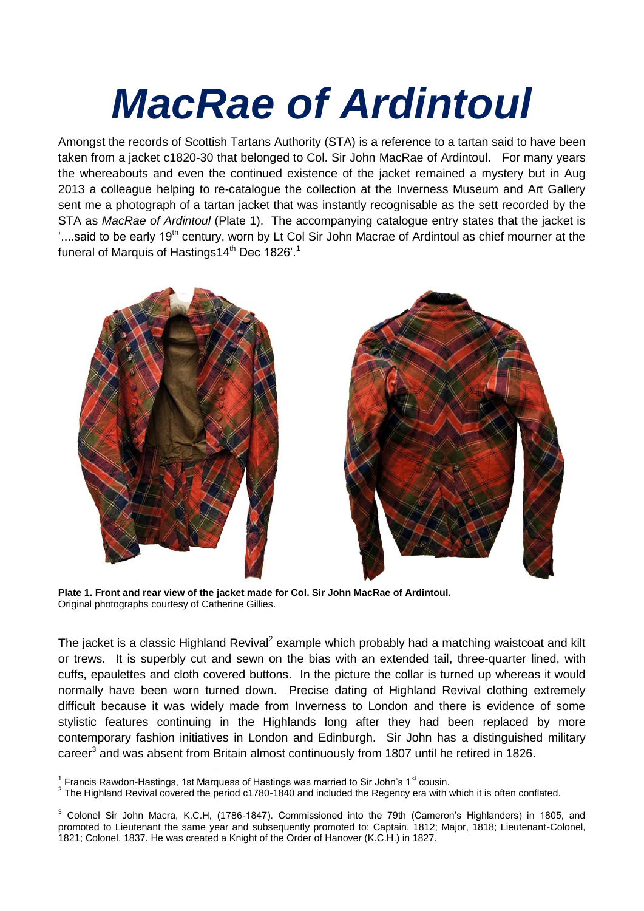# *MacRae of Ardintoul*

Amongst the records of Scottish Tartans Authority (STA) is a reference to a tartan said to have been taken from a jacket c1820-30 that belonged to Col. Sir John MacRae of Ardintoul. For many years the whereabouts and even the continued existence of the jacket remained a mystery but in Aug 2013 a colleague helping to re-catalogue the collection at the Inverness Museum and Art Gallery sent me a photograph of a tartan jacket that was instantly recognisable as the sett recorded by the STA as *MacRae of Ardintoul* (Plate 1). The accompanying catalogue entry states that the jacket is '....said to be early 19th century, worn by Lt Col Sir John Macrae of Ardintoul as chief mourner at the funeral of Marquis of Hastings14th Dec 1826'.[1]

**Plate 1. Front and rear view of the jacket made for Col. Sir John MacRae of Ardintoul.**
Original photographs courtesy of Catherine Gillies.

The jacket is a classic Highland Revival[2] example which probably had a matching waistcoat and kilt or trews. It is superbly cut and sewn on the bias with an extended tail, three-quarter lined, with cuffs, epaulettes and cloth covered buttons. In the picture the collar is turned up whereas it would normally have been worn turned down. Precise dating of Highland Revival clothing extremely difficult because it was widely made from Inverness to London and there is evidence of some stylistic features continuing in the Highlands long after they had been replaced by more contemporary fashion initiatives in London and Edinburgh. Sir John has a distinguished military career[3] and was absent from Britain almost continuously from 1807 until he retired in 1826.

---

[1] Francis Rawdon-Hastings, 1st Marquess of Hastings was married to Sir John's 1st cousin.

[2] The Highland Revival covered the period c1780-1840 and included the Regency era with which it is often conflated.

[3] Colonel Sir John Macra, K.C.H, (1786-1847). Commissioned into the 79th (Cameron's Highlanders) in 1805, and promoted to Lieutenant the same year and subsequently promoted to: Captain, 1812; Major, 1818; Lieutenant-Colonel, 1821; Colonel, 1837. He was created a Knight of the Order of Hanover (K.C.H.) in 1827.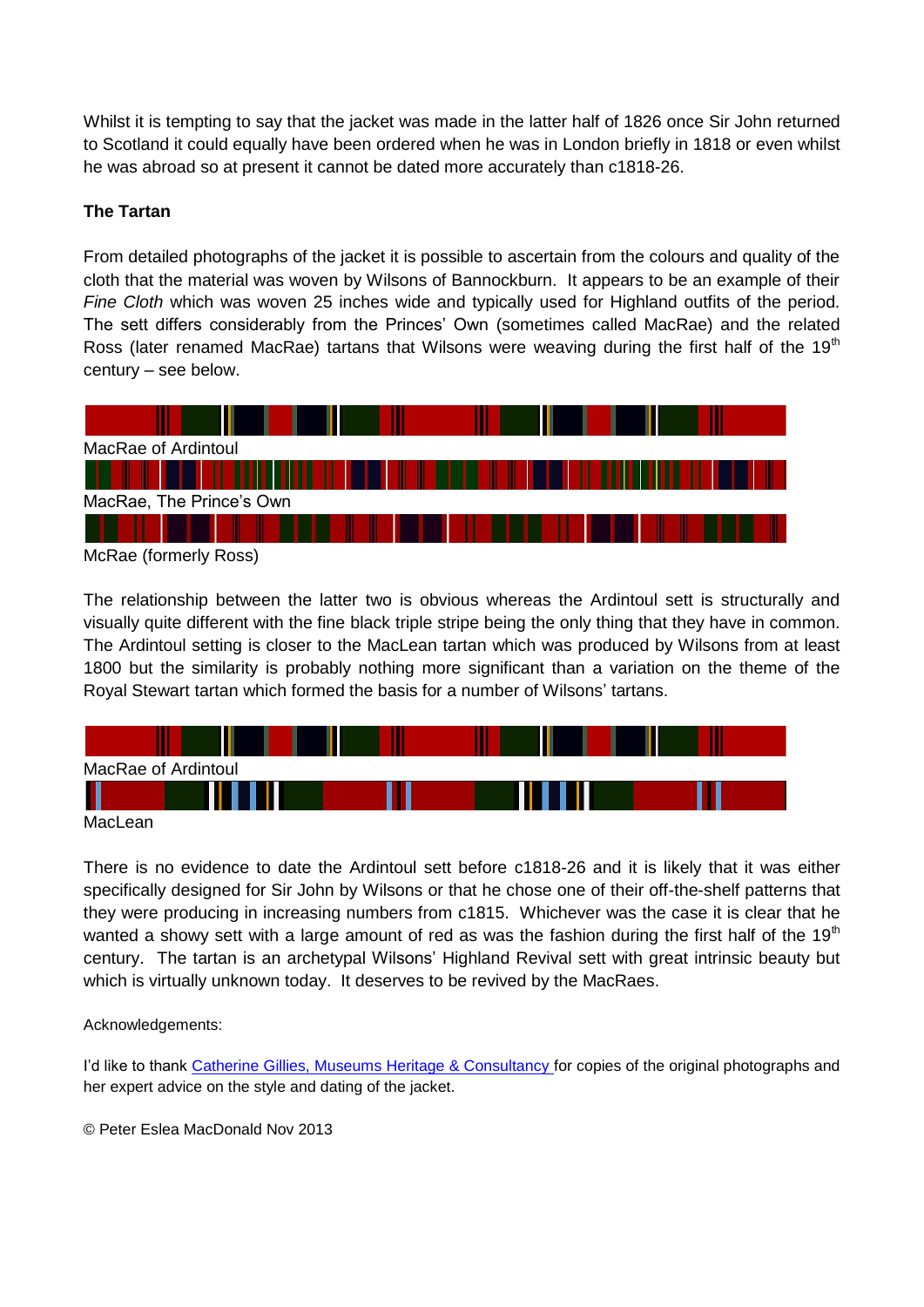Whilst it is tempting to say that the jacket was made in the latter half of 1826 once Sir John returned to Scotland it could equally have been ordered when he was in London briefly in 1818 or even whilst he was abroad so at present it cannot be dated more accurately than c1818-26.

**The Tartan**

From detailed photographs of the jacket it is possible to ascertain from the colours and quality of the cloth that the material was woven by Wilsons of Bannockburn. It appears to be an example of their *Fine Cloth* which was woven 25 inches wide and typically used for Highland outfits of the period. The sett differs considerably from the Princes' Own (sometimes called MacRae) and the related Ross (later renamed MacRae) tartans that Wilsons were weaving during the first half of the 19th century – see below.

MacRae of Ardintoul

MacRae, The Prince's Own

McRae (formerly Ross)

The relationship between the latter two is obvious whereas the Ardintoul sett is structurally and visually quite different with the fine black triple stripe being the only thing that they have in common. The Ardintoul setting is closer to the MacLean tartan which was produced by Wilsons from at least 1800 but the similarity is probably nothing more significant than a variation on the theme of the Royal Stewart tartan which formed the basis for a number of Wilsons' tartans.

MacRae of Ardintoul

MacLean

There is no evidence to date the Ardintoul sett before c1818-26 and it is likely that it was either specifically designed for Sir John by Wilsons or that he chose one of their off-the-shelf patterns that they were producing in increasing numbers from c1815. Whichever was the case it is clear that he wanted a showy sett with a large amount of red as was the fashion during the first half of the 19th century. The tartan is an archetypal Wilsons' Highland Revival sett with great intrinsic beauty but which is virtually unknown today. It deserves to be revived by the MacRaes.

Acknowledgements:

I'd like to thank Catherine Gillies, Museums Heritage & Consultancy for copies of the original photographs and her expert advice on the style and dating of the jacket.

© Peter Eslea MacDonald Nov 2013